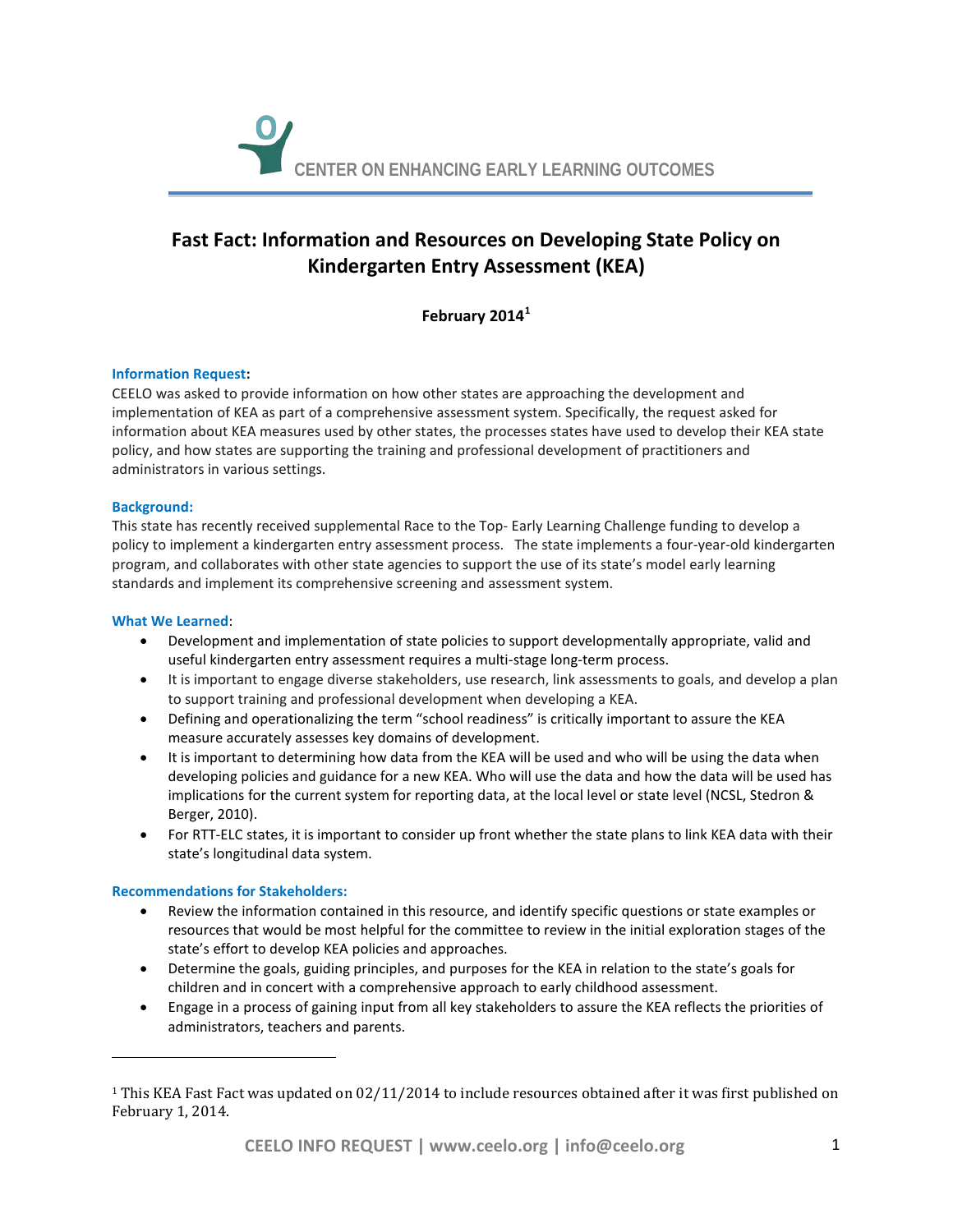CENTER ON ENHANCING EARLY LEARNING OUTCOMES

# Fast Fact: Information and Resources on Developing State Policy on Kindergarten Entry Assessment (KEA)

**February 2014[1]**

**Information Request**:
CEELO was asked to provide information on how other states are approaching the development and implementation of KEA as part of a comprehensive assessment system. Specifically, the request asked for information about KEA measures used by other states, the processes states have used to develop their KEA state policy, and how states are supporting the training and professional development of practitioners and administrators in various settings.

**Background:**
This state has recently received supplemental Race to the Top- Early Learning Challenge funding to develop a policy to implement a kindergarten entry assessment process. The state implements a four-year-old kindergarten program, and collaborates with other state agencies to support the use of its state's model early learning standards and implement its comprehensive screening and assessment system.

**What We Learned**:

- Development and implementation of state policies to support developmentally appropriate, valid and useful kindergarten entry assessment requires a multi-stage long-term process.
- It is important to engage diverse stakeholders, use research, link assessments to goals, and develop a plan to support training and professional development when developing a KEA.
- Defining and operationalizing the term "school readiness" is critically important to assure the KEA measure accurately assesses key domains of development.
- It is important to determining how data from the KEA will be used and who will be using the data when developing policies and guidance for a new KEA. Who will use the data and how the data will be used has implications for the current system for reporting data, at the local level or state level (NCSL, Stedron & Berger, 2010).
- For RTT-ELC states, it is important to consider up front whether the state plans to link KEA data with their state's longitudinal data system.

**Recommendations for Stakeholders:**

- Review the information contained in this resource, and identify specific questions or state examples or resources that would be most helpful for the committee to review in the initial exploration stages of the state's effort to develop KEA policies and approaches.
- Determine the goals, guiding principles, and purposes for the KEA in relation to the state's goals for children and in concert with a comprehensive approach to early childhood assessment.
- Engage in a process of gaining input from all key stakeholders to assure the KEA reflects the priorities of administrators, teachers and parents.

[1] This KEA Fast Fact was updated on 02/11/2014 to include resources obtained after it was first published on February 1, 2014.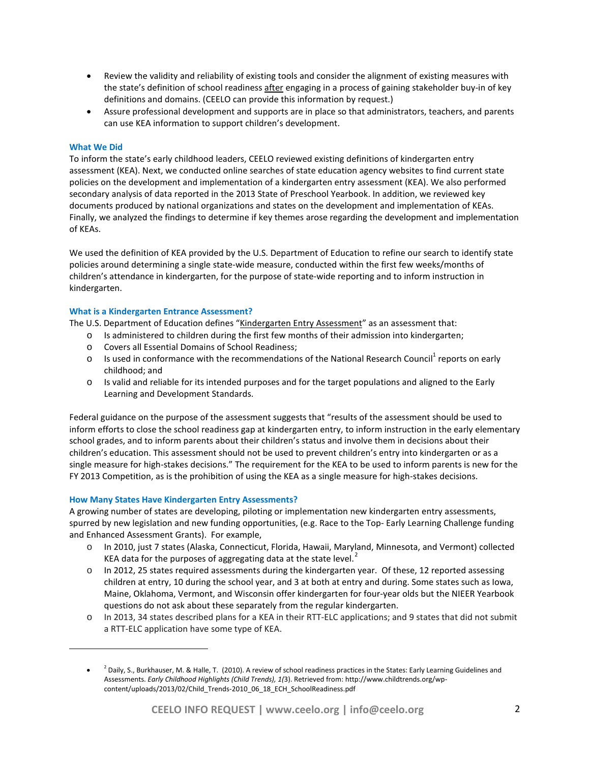- Review the validity and reliability of existing tools and consider the alignment of existing measures with the state's definition of school readiness after engaging in a process of gaining stakeholder buy-in of key definitions and domains. (CEELO can provide this information by request.)
- Assure professional development and supports are in place so that administrators, teachers, and parents can use KEA information to support children's development.

### What We Did

To inform the state's early childhood leaders, CEELO reviewed existing definitions of kindergarten entry assessment (KEA). Next, we conducted online searches of state education agency websites to find current state policies on the development and implementation of a kindergarten entry assessment (KEA). We also performed secondary analysis of data reported in the 2013 State of Preschool Yearbook. In addition, we reviewed key documents produced by national organizations and states on the development and implementation of KEAs. Finally, we analyzed the findings to determine if key themes arose regarding the development and implementation of KEAs.

We used the definition of KEA provided by the U.S. Department of Education to refine our search to identify state policies around determining a single state-wide measure, conducted within the first few weeks/months of children's attendance in kindergarten, for the purpose of state-wide reporting and to inform instruction in kindergarten.

### What is a Kindergarten Entrance Assessment?

The U.S. Department of Education defines "Kindergarten Entry Assessment" as an assessment that:

- Is administered to children during the first few months of their admission into kindergarten;
- Covers all Essential Domains of School Readiness;
- Is used in conformance with the recommendations of the National Research Council[1] reports on early childhood; and
- Is valid and reliable for its intended purposes and for the target populations and aligned to the Early Learning and Development Standards.

Federal guidance on the purpose of the assessment suggests that "results of the assessment should be used to inform efforts to close the school readiness gap at kindergarten entry, to inform instruction in the early elementary school grades, and to inform parents about their children's status and involve them in decisions about their children's education. This assessment should not be used to prevent children's entry into kindergarten or as a single measure for high-stakes decisions." The requirement for the KEA to be used to inform parents is new for the FY 2013 Competition, as is the prohibition of using the KEA as a single measure for high-stakes decisions.

### How Many States Have Kindergarten Entry Assessments?

A growing number of states are developing, piloting or implementation new kindergarten entry assessments, spurred by new legislation and new funding opportunities, (e.g. Race to the Top- Early Learning Challenge funding and Enhanced Assessment Grants). For example,

- In 2010, just 7 states (Alaska, Connecticut, Florida, Hawaii, Maryland, Minnesota, and Vermont) collected KEA data for the purposes of aggregating data at the state level.[2]
- In 2012, 25 states required assessments during the kindergarten year. Of these, 12 reported assessing children at entry, 10 during the school year, and 3 at both at entry and during. Some states such as Iowa, Maine, Oklahoma, Vermont, and Wisconsin offer kindergarten for four-year olds but the NIEER Yearbook questions do not ask about these separately from the regular kindergarten.
- In 2013, 34 states described plans for a KEA in their RTT-ELC applications; and 9 states that did not submit a RTT-ELC application have some type of KEA.

---

[2] Daily, S., Burkhauser, M. & Halle, T. (2010). A review of school readiness practices in the States: Early Learning Guidelines and Assessments. *Early Childhood Highlights (Child Trends), 1(*3). Retrieved from: http://www.childtrends.org/wp-content/uploads/2013/02/Child_Trends-2010_06_18_ECH_SchoolReadiness.pdf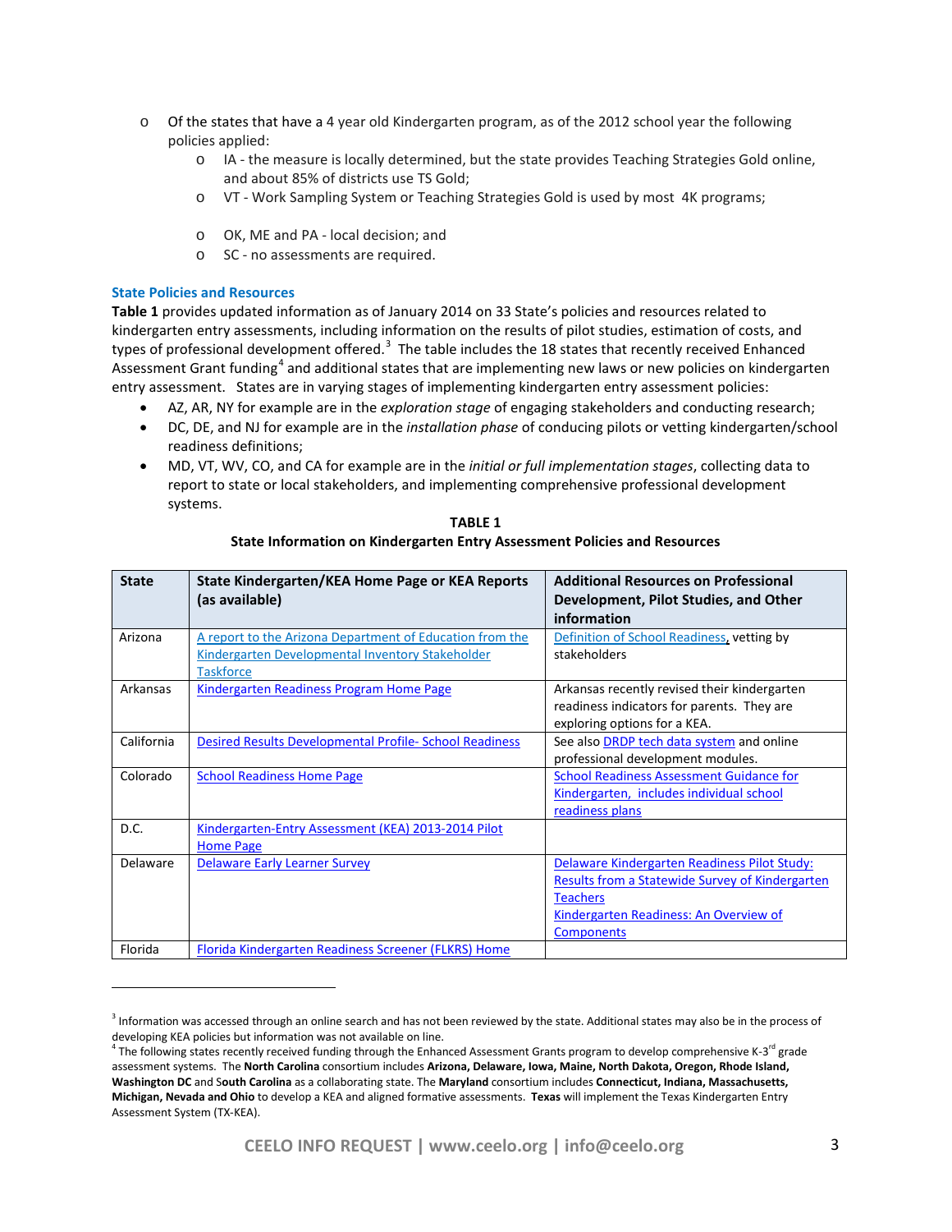- Of the states that have a 4 year old Kindergarten program, as of the 2012 school year the following policies applied:
  - IA - the measure is locally determined, but the state provides Teaching Strategies Gold online, and about 85% of districts use TS Gold;
  - VT - Work Sampling System or Teaching Strategies Gold is used by most 4K programs;
  - OK, ME and PA - local decision; and
  - SC - no assessments are required.

### State Policies and Resources

**Table 1** provides updated information as of January 2014 on 33 State's policies and resources related to kindergarten entry assessments, including information on the results of pilot studies, estimation of costs, and types of professional development offered.[3] The table includes the 18 states that recently received Enhanced Assessment Grant funding[4] and additional states that are implementing new laws or new policies on kindergarten entry assessment. States are in varying stages of implementing kindergarten entry assessment policies:

- AZ, AR, NY for example are in the *exploration stage* of engaging stakeholders and conducting research;
- DC, DE, and NJ for example are in the *installation phase* of conducing pilots or vetting kindergarten/school readiness definitions;
- MD, VT, WV, CO, and CA for example are in the *initial or full implementation stages*, collecting data to report to state or local stakeholders, and implementing comprehensive professional development systems.

**TABLE 1**

**State Information on Kindergarten Entry Assessment Policies and Resources**

| State | State Kindergarten/KEA Home Page or KEA Reports (as available) | Additional Resources on Professional Development, Pilot Studies, and Other information |
|---|---|---|
| Arizona | A report to the Arizona Department of Education from the Kindergarten Developmental Inventory Stakeholder Taskforce | Definition of School Readiness, vetting by stakeholders |
| Arkansas | Kindergarten Readiness Program Home Page | Arkansas recently revised their kindergarten readiness indicators for parents. They are exploring options for a KEA. |
| California | Desired Results Developmental Profile- School Readiness | See also DRDP tech data system and online professional development modules. |
| Colorado | School Readiness Home Page | School Readiness Assessment Guidance for Kindergarten, includes individual school readiness plans |
| D.C. | Kindergarten-Entry Assessment (KEA) 2013-2014 Pilot Home Page | |
| Delaware | Delaware Early Learner Survey | Delaware Kindergarten Readiness Pilot Study: Results from a Statewide Survey of Kindergarten Teachers<br>Kindergarten Readiness: An Overview of Components |
| Florida | Florida Kindergarten Readiness Screener (FLKRS) Home | |

[3] Information was accessed through an online search and has not been reviewed by the state. Additional states may also be in the process of developing KEA policies but information was not available on line.

[4] The following states recently received funding through the Enhanced Assessment Grants program to develop comprehensive K-3rd grade assessment systems. The **North Carolina** consortium includes **Arizona, Delaware, Iowa, Maine, North Dakota, Oregon, Rhode Island, Washington DC** and S**outh Carolina** as a collaborating state. The **Maryland** consortium includes **Connecticut, Indiana, Massachusetts, Michigan, Nevada and Ohio** to develop a KEA and aligned formative assessments. **Texas** will implement the Texas Kindergarten Entry Assessment System (TX-KEA).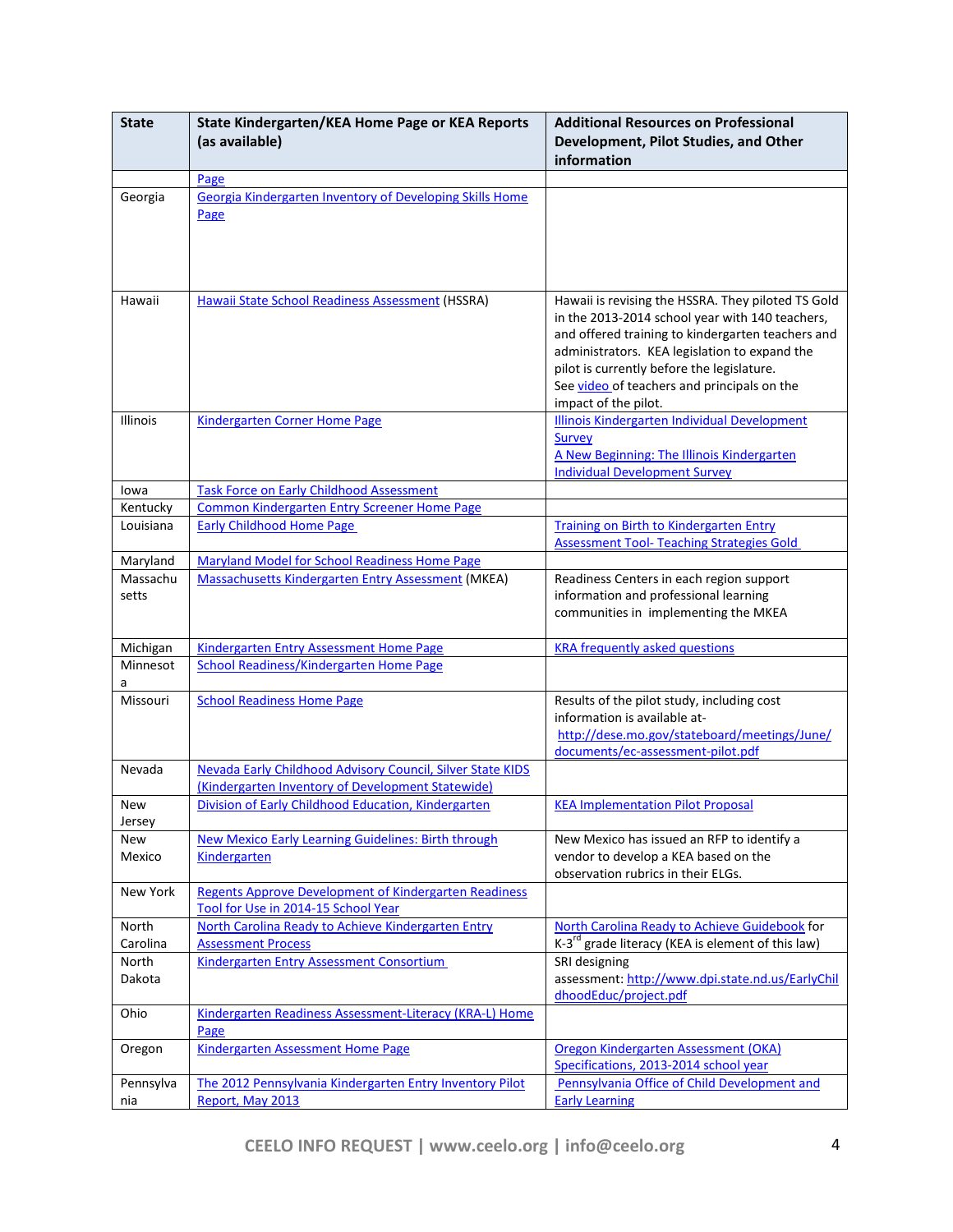| State | State Kindergarten/KEA Home Page or KEA Reports (as available) | Additional Resources on Professional Development, Pilot Studies, and Other information |
|---|---|---|
| | Page | |
| Georgia | Georgia Kindergarten Inventory of Developing Skills Home Page | |
| Hawaii | Hawaii State School Readiness Assessment (HSSRA) | Hawaii is revising the HSSRA. They piloted TS Gold in the 2013-2014 school year with 140 teachers, and offered training to kindergarten teachers and administrators. KEA legislation to expand the pilot is currently before the legislature. See video of teachers and principals on the impact of the pilot. |
| Illinois | Kindergarten Corner Home Page | Illinois Kindergarten Individual Development Survey<br>A New Beginning: The Illinois Kindergarten Individual Development Survey |
| Iowa | Task Force on Early Childhood Assessment | |
| Kentucky | Common Kindergarten Entry Screener Home Page | |
| Louisiana | Early Childhood Home Page | Training on Birth to Kindergarten Entry Assessment Tool- Teaching Strategies Gold |
| Maryland | Maryland Model for School Readiness Home Page | |
| Massachusetts | Massachusetts Kindergarten Entry Assessment (MKEA) | Readiness Centers in each region support information and professional learning communities in implementing the MKEA |
| Michigan | Kindergarten Entry Assessment Home Page | KRA frequently asked questions |
| Minnesota | School Readiness/Kindergarten Home Page | |
| Missouri | School Readiness Home Page | Results of the pilot study, including cost information is available at- http://dese.mo.gov/stateboard/meetings/June/documents/ec-assessment-pilot.pdf |
| Nevada | Nevada Early Childhood Advisory Council, Silver State KIDS (Kindergarten Inventory of Development Statewide) | |
| New Jersey | Division of Early Childhood Education, Kindergarten | KEA Implementation Pilot Proposal |
| New Mexico | New Mexico Early Learning Guidelines: Birth through Kindergarten | New Mexico has issued an RFP to identify a vendor to develop a KEA based on the observation rubrics in their ELGs. |
| New York | Regents Approve Development of Kindergarten Readiness Tool for Use in 2014-15 School Year | |
| North Carolina | North Carolina Ready to Achieve Kindergarten Entry Assessment Process | North Carolina Ready to Achieve Guidebook for K-3rd grade literacy (KEA is element of this law) |
| North Dakota | Kindergarten Entry Assessment Consortium | SRI designing assessment: http://www.dpi.state.nd.us/EarlyChildhoodEduc/project.pdf |
| Ohio | Kindergarten Readiness Assessment-Literacy (KRA-L) Home Page | |
| Oregon | Kindergarten Assessment Home Page | Oregon Kindergarten Assessment (OKA) Specifications, 2013-2014 school year |
| Pennsylvania | The 2012 Pennsylvania Kindergarten Entry Inventory Pilot Report, May 2013 | Pennsylvania Office of Child Development and Early Learning |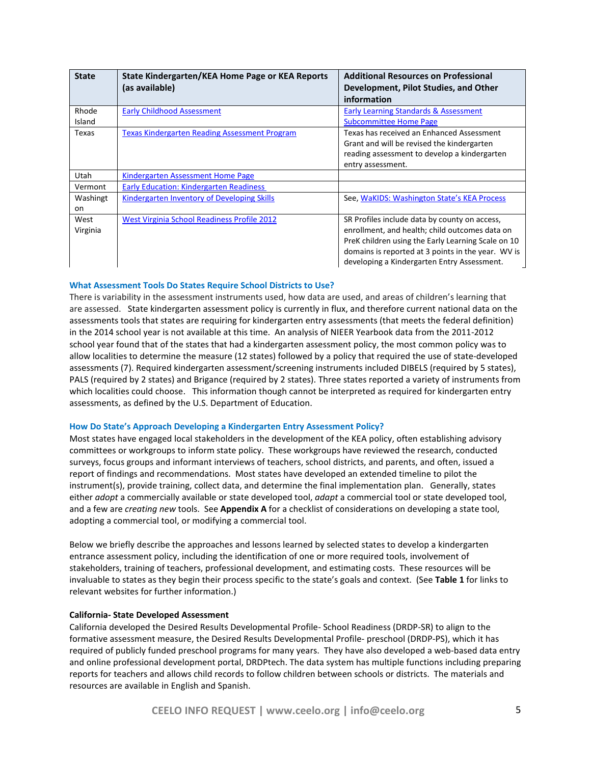| State | State Kindergarten/KEA Home Page or KEA Reports (as available) | Additional Resources on Professional Development, Pilot Studies, and Other information |
|---|---|---|
| Rhode Island | Early Childhood Assessment | Early Learning Standards & Assessment Subcommittee Home Page |
| Texas | Texas Kindergarten Reading Assessment Program | Texas has received an Enhanced Assessment Grant and will be revised the kindergarten reading assessment to develop a kindergarten entry assessment. |
| Utah | Kindergarten Assessment Home Page | |
| Vermont | Early Education: Kindergarten Readiness | |
| Washington | Kindergarten Inventory of Developing Skills | See, WaKIDS: Washington State's KEA Process |
| West Virginia | West Virginia School Readiness Profile 2012 | SR Profiles include data by county on access, enrollment, and health; child outcomes data on PreK children using the Early Learning Scale on 10 domains is reported at 3 points in the year. WV is developing a Kindergarten Entry Assessment. |

### What Assessment Tools Do States Require School Districts to Use?

There is variability in the assessment instruments used, how data are used, and areas of children's learning that are assessed. State kindergarten assessment policy is currently in flux, and therefore current national data on the assessments tools that states are requiring for kindergarten entry assessments (that meets the federal definition) in the 2014 school year is not available at this time. An analysis of NIEER Yearbook data from the 2011-2012 school year found that of the states that had a kindergarten assessment policy, the most common policy was to allow localities to determine the measure (12 states) followed by a policy that required the use of state-developed assessments (7). Required kindergarten assessment/screening instruments included DIBELS (required by 5 states), PALS (required by 2 states) and Brigance (required by 2 states). Three states reported a variety of instruments from which localities could choose. This information though cannot be interpreted as required for kindergarten entry assessments, as defined by the U.S. Department of Education.

### How Do State's Approach Developing a Kindergarten Entry Assessment Policy?

Most states have engaged local stakeholders in the development of the KEA policy, often establishing advisory committees or workgroups to inform state policy. These workgroups have reviewed the research, conducted surveys, focus groups and informant interviews of teachers, school districts, and parents, and often, issued a report of findings and recommendations. Most states have developed an extended timeline to pilot the instrument(s), provide training, collect data, and determine the final implementation plan. Generally, states either *adopt* a commercially available or state developed tool, *adapt* a commercial tool or state developed tool, and a few are *creating new* tools. See **Appendix A** for a checklist of considerations on developing a state tool, adopting a commercial tool, or modifying a commercial tool.

Below we briefly describe the approaches and lessons learned by selected states to develop a kindergarten entrance assessment policy, including the identification of one or more required tools, involvement of stakeholders, training of teachers, professional development, and estimating costs. These resources will be invaluable to states as they begin their process specific to the state's goals and context. (See **Table 1** for links to relevant websites for further information.)

**California- State Developed Assessment**

California developed the Desired Results Developmental Profile- School Readiness (DRDP-SR) to align to the formative assessment measure, the Desired Results Developmental Profile- preschool (DRDP-PS), which it has required of publicly funded preschool programs for many years. They have also developed a web-based data entry and online professional development portal, DRDPtech. The data system has multiple functions including preparing reports for teachers and allows child records to follow children between schools or districts. The materials and resources are available in English and Spanish.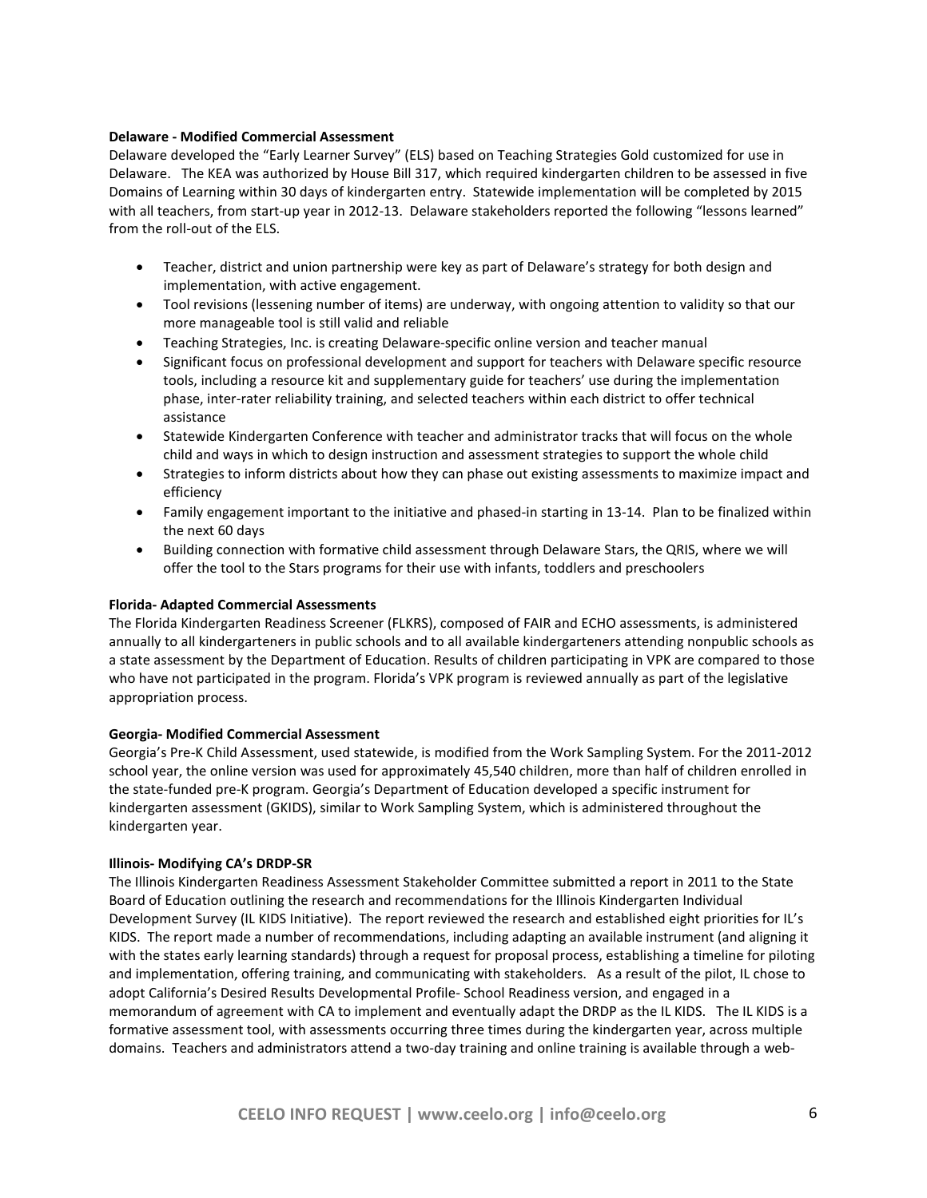**Delaware - Modified Commercial Assessment**

Delaware developed the "Early Learner Survey" (ELS) based on Teaching Strategies Gold customized for use in Delaware. The KEA was authorized by House Bill 317, which required kindergarten children to be assessed in five Domains of Learning within 30 days of kindergarten entry. Statewide implementation will be completed by 2015 with all teachers, from start-up year in 2012-13. Delaware stakeholders reported the following "lessons learned" from the roll-out of the ELS.

- Teacher, district and union partnership were key as part of Delaware's strategy for both design and implementation, with active engagement.
- Tool revisions (lessening number of items) are underway, with ongoing attention to validity so that our more manageable tool is still valid and reliable
- Teaching Strategies, Inc. is creating Delaware-specific online version and teacher manual
- Significant focus on professional development and support for teachers with Delaware specific resource tools, including a resource kit and supplementary guide for teachers' use during the implementation phase, inter-rater reliability training, and selected teachers within each district to offer technical assistance
- Statewide Kindergarten Conference with teacher and administrator tracks that will focus on the whole child and ways in which to design instruction and assessment strategies to support the whole child
- Strategies to inform districts about how they can phase out existing assessments to maximize impact and efficiency
- Family engagement important to the initiative and phased-in starting in 13-14. Plan to be finalized within the next 60 days
- Building connection with formative child assessment through Delaware Stars, the QRIS, where we will offer the tool to the Stars programs for their use with infants, toddlers and preschoolers

**Florida- Adapted Commercial Assessments**

The Florida Kindergarten Readiness Screener (FLKRS), composed of FAIR and ECHO assessments, is administered annually to all kindergarteners in public schools and to all available kindergarteners attending nonpublic schools as a state assessment by the Department of Education. Results of children participating in VPK are compared to those who have not participated in the program. Florida's VPK program is reviewed annually as part of the legislative appropriation process.

**Georgia- Modified Commercial Assessment**

Georgia's Pre-K Child Assessment, used statewide, is modified from the Work Sampling System. For the 2011-2012 school year, the online version was used for approximately 45,540 children, more than half of children enrolled in the state-funded pre-K program. Georgia's Department of Education developed a specific instrument for kindergarten assessment (GKIDS), similar to Work Sampling System, which is administered throughout the kindergarten year.

**Illinois- Modifying CA's DRDP-SR**

The Illinois Kindergarten Readiness Assessment Stakeholder Committee submitted a report in 2011 to the State Board of Education outlining the research and recommendations for the Illinois Kindergarten Individual Development Survey (IL KIDS Initiative). The report reviewed the research and established eight priorities for IL's KIDS. The report made a number of recommendations, including adapting an available instrument (and aligning it with the states early learning standards) through a request for proposal process, establishing a timeline for piloting and implementation, offering training, and communicating with stakeholders. As a result of the pilot, IL chose to adopt California's Desired Results Developmental Profile- School Readiness version, and engaged in a memorandum of agreement with CA to implement and eventually adapt the DRDP as the IL KIDS. The IL KIDS is a formative assessment tool, with assessments occurring three times during the kindergarten year, across multiple domains. Teachers and administrators attend a two-day training and online training is available through a web-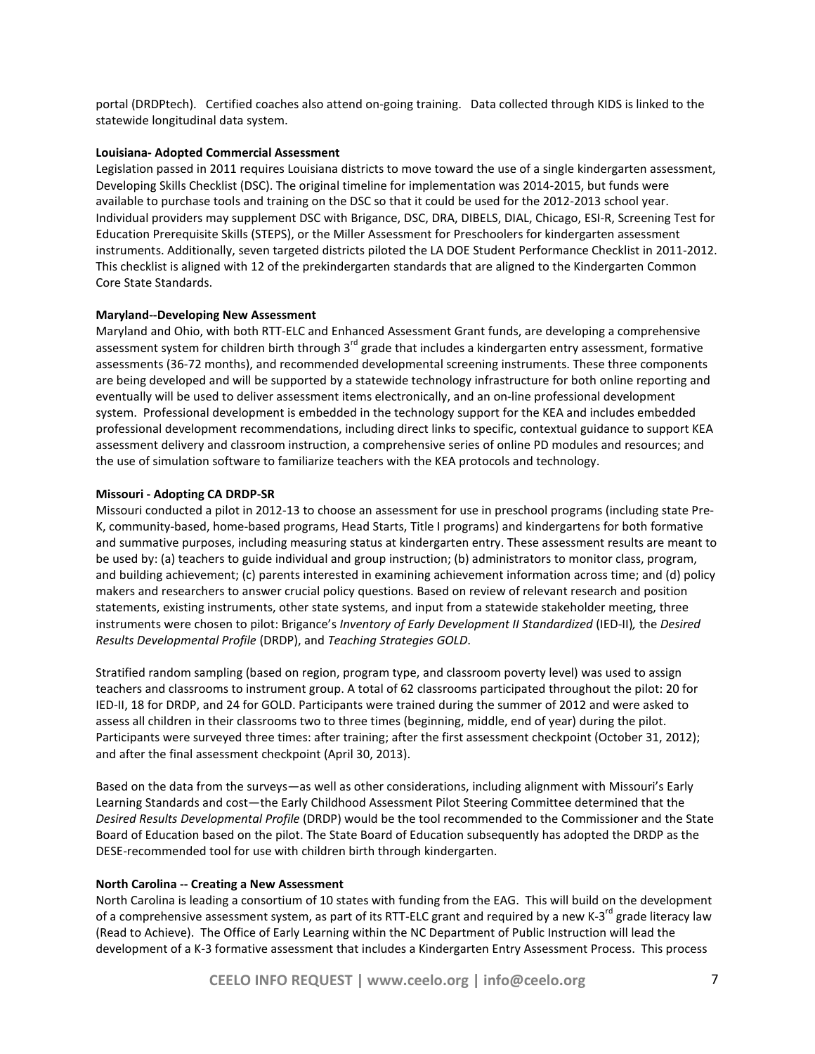portal (DRDPtech). Certified coaches also attend on-going training. Data collected through KIDS is linked to the statewide longitudinal data system.

**Louisiana- Adopted Commercial Assessment**

Legislation passed in 2011 requires Louisiana districts to move toward the use of a single kindergarten assessment, Developing Skills Checklist (DSC). The original timeline for implementation was 2014-2015, but funds were available to purchase tools and training on the DSC so that it could be used for the 2012-2013 school year. Individual providers may supplement DSC with Brigance, DSC, DRA, DIBELS, DIAL, Chicago, ESI-R, Screening Test for Education Prerequisite Skills (STEPS), or the Miller Assessment for Preschoolers for kindergarten assessment instruments. Additionally, seven targeted districts piloted the LA DOE Student Performance Checklist in 2011-2012. This checklist is aligned with 12 of the prekindergarten standards that are aligned to the Kindergarten Common Core State Standards.

**Maryland--Developing New Assessment**

Maryland and Ohio, with both RTT-ELC and Enhanced Assessment Grant funds, are developing a comprehensive assessment system for children birth through 3rd grade that includes a kindergarten entry assessment, formative assessments (36-72 months), and recommended developmental screening instruments. These three components are being developed and will be supported by a statewide technology infrastructure for both online reporting and eventually will be used to deliver assessment items electronically, and an on-line professional development system. Professional development is embedded in the technology support for the KEA and includes embedded professional development recommendations, including direct links to specific, contextual guidance to support KEA assessment delivery and classroom instruction, a comprehensive series of online PD modules and resources; and the use of simulation software to familiarize teachers with the KEA protocols and technology.

**Missouri - Adopting CA DRDP-SR**

Missouri conducted a pilot in 2012-13 to choose an assessment for use in preschool programs (including state Pre-K, community-based, home-based programs, Head Starts, Title I programs) and kindergartens for both formative and summative purposes, including measuring status at kindergarten entry. These assessment results are meant to be used by: (a) teachers to guide individual and group instruction; (b) administrators to monitor class, program, and building achievement; (c) parents interested in examining achievement information across time; and (d) policy makers and researchers to answer crucial policy questions. Based on review of relevant research and position statements, existing instruments, other state systems, and input from a statewide stakeholder meeting, three instruments were chosen to pilot: Brigance's *Inventory of Early Development II Standardized* (IED-II)*,* the *Desired Results Developmental Profile* (DRDP), and *Teaching Strategies GOLD*.

Stratified random sampling (based on region, program type, and classroom poverty level) was used to assign teachers and classrooms to instrument group. A total of 62 classrooms participated throughout the pilot: 20 for IED-II, 18 for DRDP, and 24 for GOLD. Participants were trained during the summer of 2012 and were asked to assess all children in their classrooms two to three times (beginning, middle, end of year) during the pilot. Participants were surveyed three times: after training; after the first assessment checkpoint (October 31, 2012); and after the final assessment checkpoint (April 30, 2013).

Based on the data from the surveys—as well as other considerations, including alignment with Missouri's Early Learning Standards and cost—the Early Childhood Assessment Pilot Steering Committee determined that the *Desired Results Developmental Profile* (DRDP) would be the tool recommended to the Commissioner and the State Board of Education based on the pilot. The State Board of Education subsequently has adopted the DRDP as the DESE-recommended tool for use with children birth through kindergarten.

**North Carolina -- Creating a New Assessment**

North Carolina is leading a consortium of 10 states with funding from the EAG. This will build on the development of a comprehensive assessment system, as part of its RTT-ELC grant and required by a new K-3rd grade literacy law (Read to Achieve). The Office of Early Learning within the NC Department of Public Instruction will lead the development of a K-3 formative assessment that includes a Kindergarten Entry Assessment Process. This process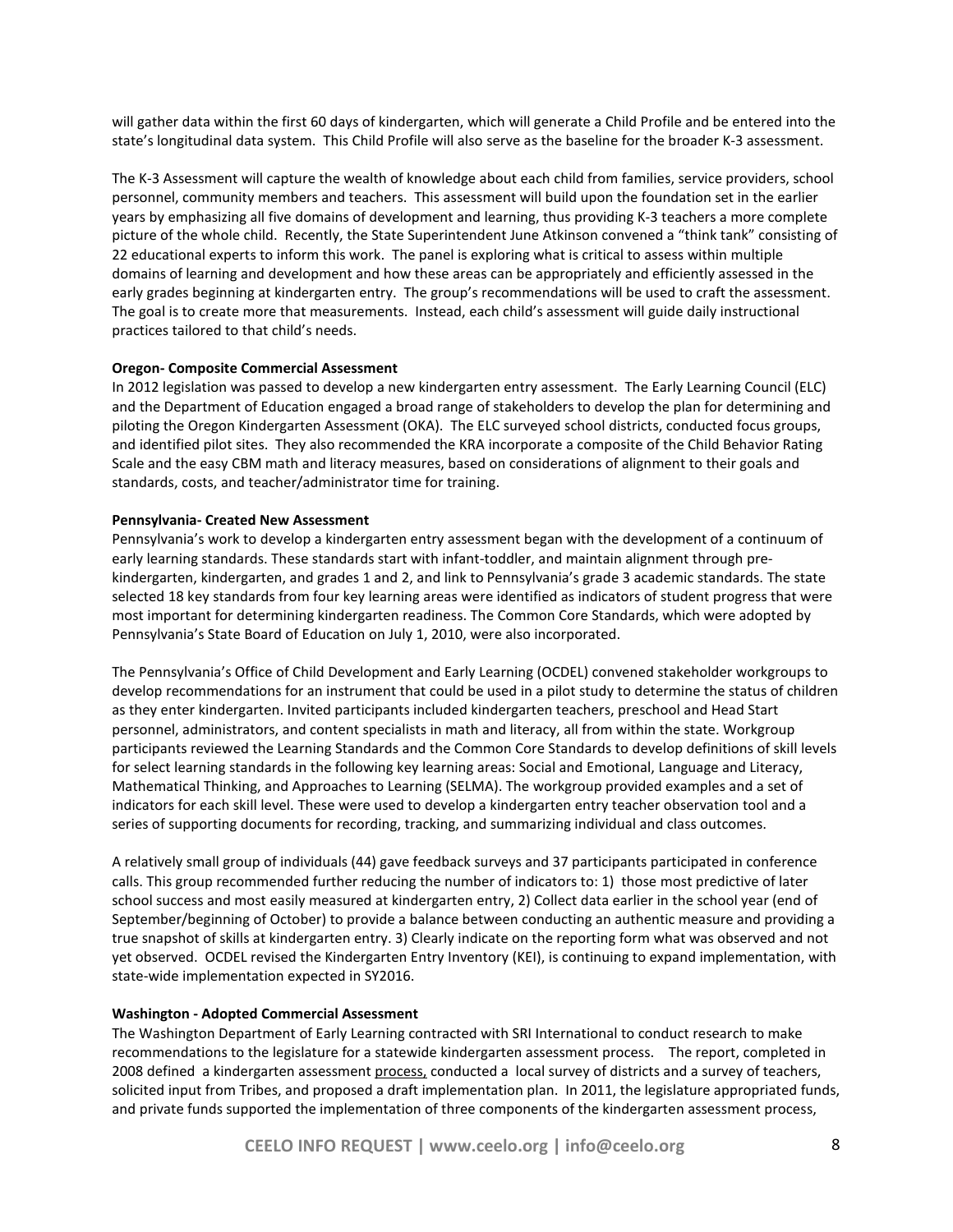will gather data within the first 60 days of kindergarten, which will generate a Child Profile and be entered into the state's longitudinal data system. This Child Profile will also serve as the baseline for the broader K-3 assessment.

The K-3 Assessment will capture the wealth of knowledge about each child from families, service providers, school personnel, community members and teachers. This assessment will build upon the foundation set in the earlier years by emphasizing all five domains of development and learning, thus providing K-3 teachers a more complete picture of the whole child. Recently, the State Superintendent June Atkinson convened a "think tank" consisting of 22 educational experts to inform this work. The panel is exploring what is critical to assess within multiple domains of learning and development and how these areas can be appropriately and efficiently assessed in the early grades beginning at kindergarten entry. The group's recommendations will be used to craft the assessment. The goal is to create more that measurements. Instead, each child's assessment will guide daily instructional practices tailored to that child's needs.

**Oregon- Composite Commercial Assessment**

In 2012 legislation was passed to develop a new kindergarten entry assessment. The Early Learning Council (ELC) and the Department of Education engaged a broad range of stakeholders to develop the plan for determining and piloting the Oregon Kindergarten Assessment (OKA). The ELC surveyed school districts, conducted focus groups, and identified pilot sites. They also recommended the KRA incorporate a composite of the Child Behavior Rating Scale and the easy CBM math and literacy measures, based on considerations of alignment to their goals and standards, costs, and teacher/administrator time for training.

**Pennsylvania- Created New Assessment**

Pennsylvania's work to develop a kindergarten entry assessment began with the development of a continuum of early learning standards. These standards start with infant-toddler, and maintain alignment through pre-kindergarten, kindergarten, and grades 1 and 2, and link to Pennsylvania's grade 3 academic standards. The state selected 18 key standards from four key learning areas were identified as indicators of student progress that were most important for determining kindergarten readiness. The Common Core Standards, which were adopted by Pennsylvania's State Board of Education on July 1, 2010, were also incorporated.

The Pennsylvania's Office of Child Development and Early Learning (OCDEL) convened stakeholder workgroups to develop recommendations for an instrument that could be used in a pilot study to determine the status of children as they enter kindergarten. Invited participants included kindergarten teachers, preschool and Head Start personnel, administrators, and content specialists in math and literacy, all from within the state. Workgroup participants reviewed the Learning Standards and the Common Core Standards to develop definitions of skill levels for select learning standards in the following key learning areas: Social and Emotional, Language and Literacy, Mathematical Thinking, and Approaches to Learning (SELMA). The workgroup provided examples and a set of indicators for each skill level. These were used to develop a kindergarten entry teacher observation tool and a series of supporting documents for recording, tracking, and summarizing individual and class outcomes.

A relatively small group of individuals (44) gave feedback surveys and 37 participants participated in conference calls. This group recommended further reducing the number of indicators to: 1) those most predictive of later school success and most easily measured at kindergarten entry, 2) Collect data earlier in the school year (end of September/beginning of October) to provide a balance between conducting an authentic measure and providing a true snapshot of skills at kindergarten entry. 3) Clearly indicate on the reporting form what was observed and not yet observed. OCDEL revised the Kindergarten Entry Inventory (KEI), is continuing to expand implementation, with state-wide implementation expected in SY2016.

**Washington - Adopted Commercial Assessment**

The Washington Department of Early Learning contracted with SRI International to conduct research to make recommendations to the legislature for a statewide kindergarten assessment process. The report, completed in 2008 defined a kindergarten assessment process, conducted a local survey of districts and a survey of teachers, solicited input from Tribes, and proposed a draft implementation plan. In 2011, the legislature appropriated funds, and private funds supported the implementation of three components of the kindergarten assessment process,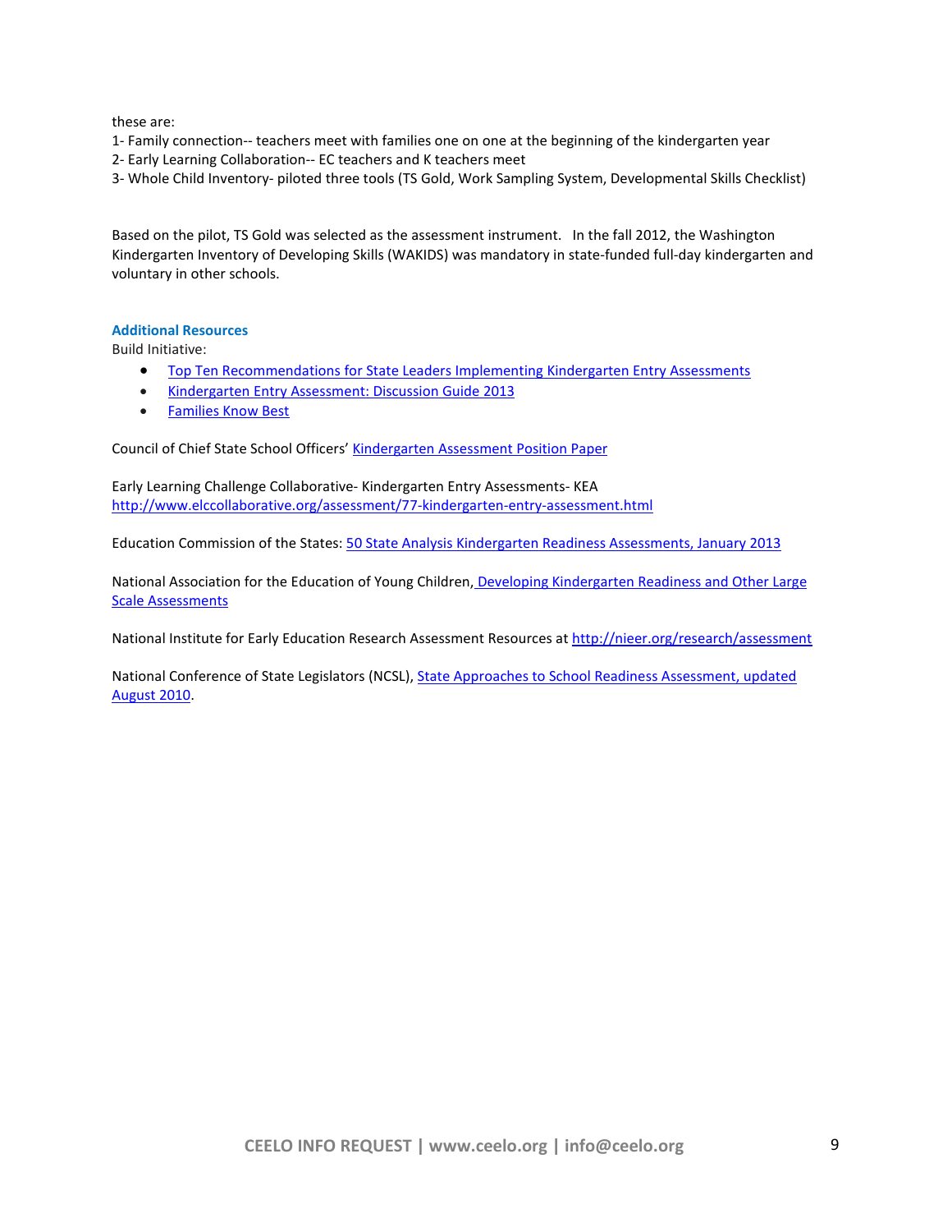these are:

1- Family connection-- teachers meet with families one on one at the beginning of the kindergarten year
2- Early Learning Collaboration-- EC teachers and K teachers meet
3- Whole Child Inventory- piloted three tools (TS Gold, Work Sampling System, Developmental Skills Checklist)

Based on the pilot, TS Gold was selected as the assessment instrument. In the fall 2012, the Washington Kindergarten Inventory of Developing Skills (WAKIDS) was mandatory in state-funded full-day kindergarten and voluntary in other schools.

### Additional Resources

Build Initiative:

- Top Ten Recommendations for State Leaders Implementing Kindergarten Entry Assessments
- Kindergarten Entry Assessment: Discussion Guide 2013
- Families Know Best

Council of Chief State School Officers' Kindergarten Assessment Position Paper

Early Learning Challenge Collaborative- Kindergarten Entry Assessments- KEA
http://www.elccollaborative.org/assessment/77-kindergarten-entry-assessment.html

Education Commission of the States: 50 State Analysis Kindergarten Readiness Assessments, January 2013

National Association for the Education of Young Children, Developing Kindergarten Readiness and Other Large Scale Assessments

National Institute for Early Education Research Assessment Resources at http://nieer.org/research/assessment

National Conference of State Legislators (NCSL), State Approaches to School Readiness Assessment, updated August 2010.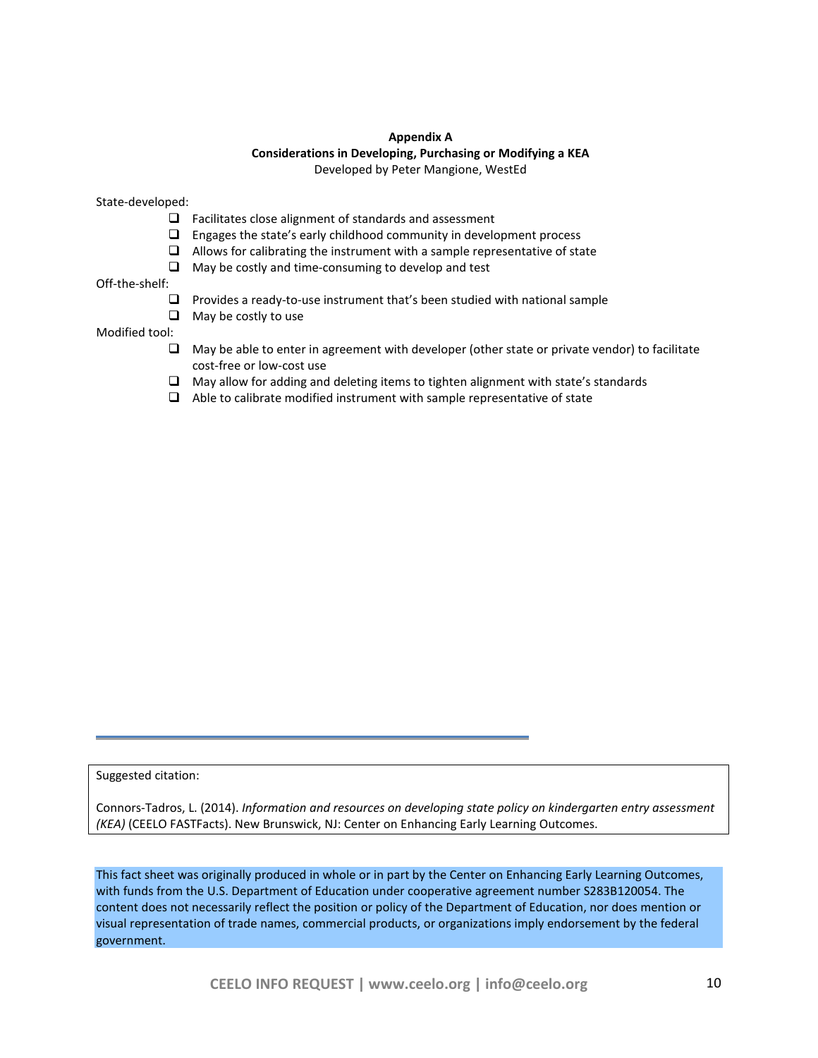**Appendix A**

**Considerations in Developing, Purchasing or Modifying a KEA**

Developed by Peter Mangione, WestEd

State-developed:

- [ ] Facilitates close alignment of standards and assessment
- [ ] Engages the state's early childhood community in development process
- [ ] Allows for calibrating the instrument with a sample representative of state
- [ ] May be costly and time-consuming to develop and test

Off-the-shelf:

- [ ] Provides a ready-to-use instrument that's been studied with national sample
- [ ] May be costly to use

Modified tool:

- [ ] May be able to enter in agreement with developer (other state or private vendor) to facilitate cost-free or low-cost use
- [ ] May allow for adding and deleting items to tighten alignment with state's standards
- [ ] Able to calibrate modified instrument with sample representative of state

Suggested citation:

Connors-Tadros, L. (2014). *Information and resources on developing state policy on kindergarten entry assessment (KEA)* (CEELO FASTFacts). New Brunswick, NJ: Center on Enhancing Early Learning Outcomes.

This fact sheet was originally produced in whole or in part by the Center on Enhancing Early Learning Outcomes, with funds from the U.S. Department of Education under cooperative agreement number S283B120054. The content does not necessarily reflect the position or policy of the Department of Education, nor does mention or visual representation of trade names, commercial products, or organizations imply endorsement by the federal government.